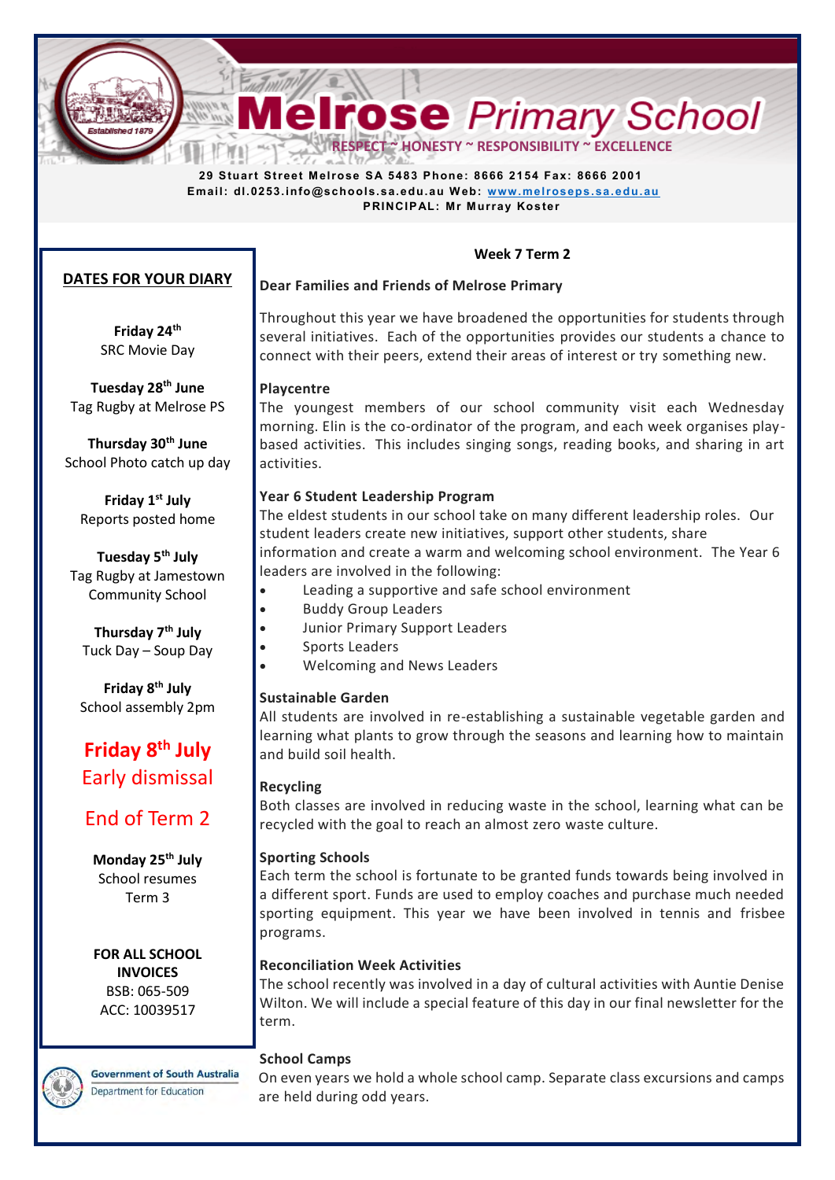# Melrose Primary School

RESPECT ~ HONESTY ~ RESPONSIBILITY ~ EXCELLENCE

**29 Stuart Street Melrose SA 5483 Phone: 8666 2154 Fax: 8666 2001**
**Email: dl.0253.info@schools.sa.edu.au Web: www.melroseps.sa.edu.au**
**PRINCIPAL: Mr Murray Koster**

**Week 7 Term 2**

**Dear Families and Friends of Melrose Primary**

Throughout this year we have broadened the opportunities for students through several initiatives. Each of the opportunities provides our students a chance to connect with their peers, extend their areas of interest or try something new.

**Playcentre**
The youngest members of our school community visit each Wednesday morning. Elin is the co-ordinator of the program, and each week organises play-based activities. This includes singing songs, reading books, and sharing in art activities.

**Year 6 Student Leadership Program**
The eldest students in our school take on many different leadership roles. Our student leaders create new initiatives, support other students, share information and create a warm and welcoming school environment. The Year 6 leaders are involved in the following:

- Leading a supportive and safe school environment
- Buddy Group Leaders
- Junior Primary Support Leaders
- Sports Leaders
- Welcoming and News Leaders

**Sustainable Garden**
All students are involved in re-establishing a sustainable vegetable garden and learning what plants to grow through the seasons and learning how to maintain and build soil health.

**Recycling**
Both classes are involved in reducing waste in the school, learning what can be recycled with the goal to reach an almost zero waste culture.

**Sporting Schools**
Each term the school is fortunate to be granted funds towards being involved in a different sport. Funds are used to employ coaches and purchase much needed sporting equipment. This year we have been involved in tennis and frisbee programs.

**Reconciliation Week Activities**
The school recently was involved in a day of cultural activities with Auntie Denise Wilton. We will include a special feature of this day in our final newsletter for the term.

**School Camps**
On even years we hold a whole school camp. Separate class excursions and camps are held during odd years.

## DATES FOR YOUR DIARY

**Friday 24th**
SRC Movie Day

**Tuesday 28th June**
Tag Rugby at Melrose PS

**Thursday 30th June**
School Photo catch up day

**Friday 1st July**
Reports posted home

**Tuesday 5th July**
Tag Rugby at Jamestown Community School

**Thursday 7th July**
Tuck Day – Soup Day

**Friday 8th July**
School assembly 2pm

**Friday 8th July**
Early dismissal

End of Term 2

**Monday 25th July**
School resumes Term 3

**FOR ALL SCHOOL INVOICES**
BSB: 065-509
ACC: 10039517

Government of South Australia
Department for Education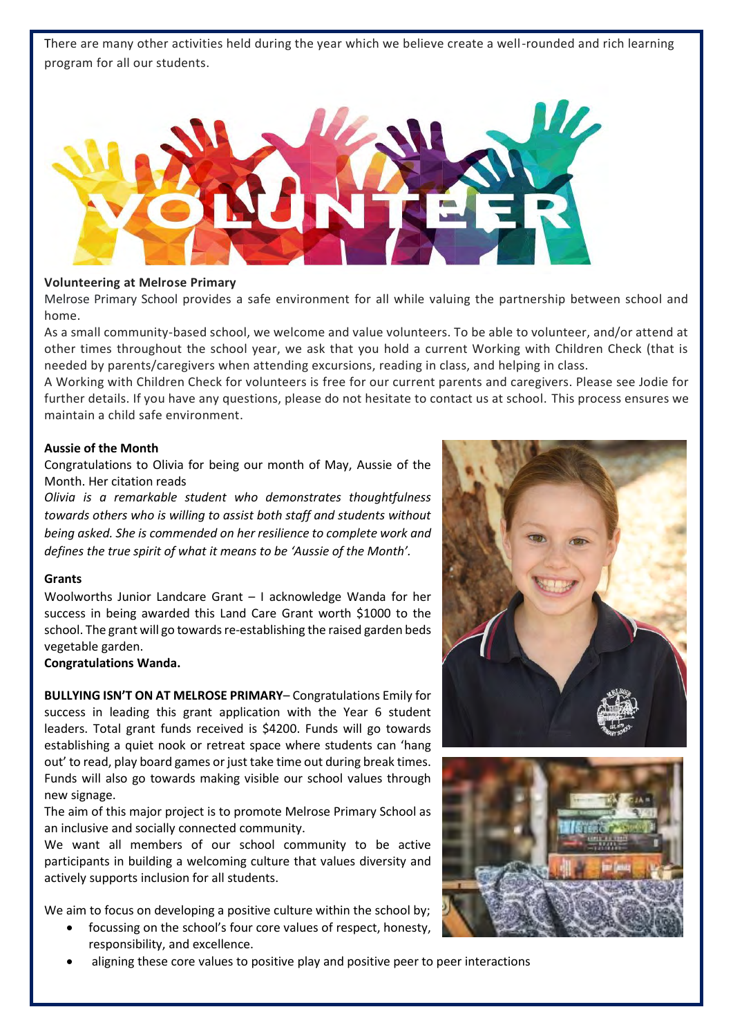There are many other activities held during the year which we believe create a well-rounded and rich learning program for all our students.

**Volunteering at Melrose Primary**

Melrose Primary School provides a safe environment for all while valuing the partnership between school and home.

As a small community-based school, we welcome and value volunteers. To be able to volunteer, and/or attend at other times throughout the school year, we ask that you hold a current Working with Children Check (that is needed by parents/caregivers when attending excursions, reading in class, and helping in class.

A Working with Children Check for volunteers is free for our current parents and caregivers. Please see Jodie for further details. If you have any questions, please do not hesitate to contact us at school. This process ensures we maintain a child safe environment.

**Aussie of the Month**

Congratulations to Olivia for being our month of May, Aussie of the Month. Her citation reads

*Olivia is a remarkable student who demonstrates thoughtfulness towards others who is willing to assist both staff and students without being asked. She is commended on her resilience to complete work and defines the true spirit of what it means to be 'Aussie of the Month'.*

**Grants**

Woolworths Junior Landcare Grant – I acknowledge Wanda for her success in being awarded this Land Care Grant worth $1000 to the school. The grant will go towards re-establishing the raised garden beds vegetable garden.

**Congratulations Wanda.**

**BULLYING ISN'T ON AT MELROSE PRIMARY**– Congratulations Emily for success in leading this grant application with the Year 6 student leaders. Total grant funds received is $4200. Funds will go towards establishing a quiet nook or retreat space where students can 'hang out' to read, play board games or just take time out during break times. Funds will also go towards making visible our school values through new signage.

The aim of this major project is to promote Melrose Primary School as an inclusive and socially connected community.

We want all members of our school community to be active participants in building a welcoming culture that values diversity and actively supports inclusion for all students.

We aim to focus on developing a positive culture within the school by;

- focussing on the school's four core values of respect, honesty, responsibility, and excellence.
- aligning these core values to positive play and positive peer to peer interactions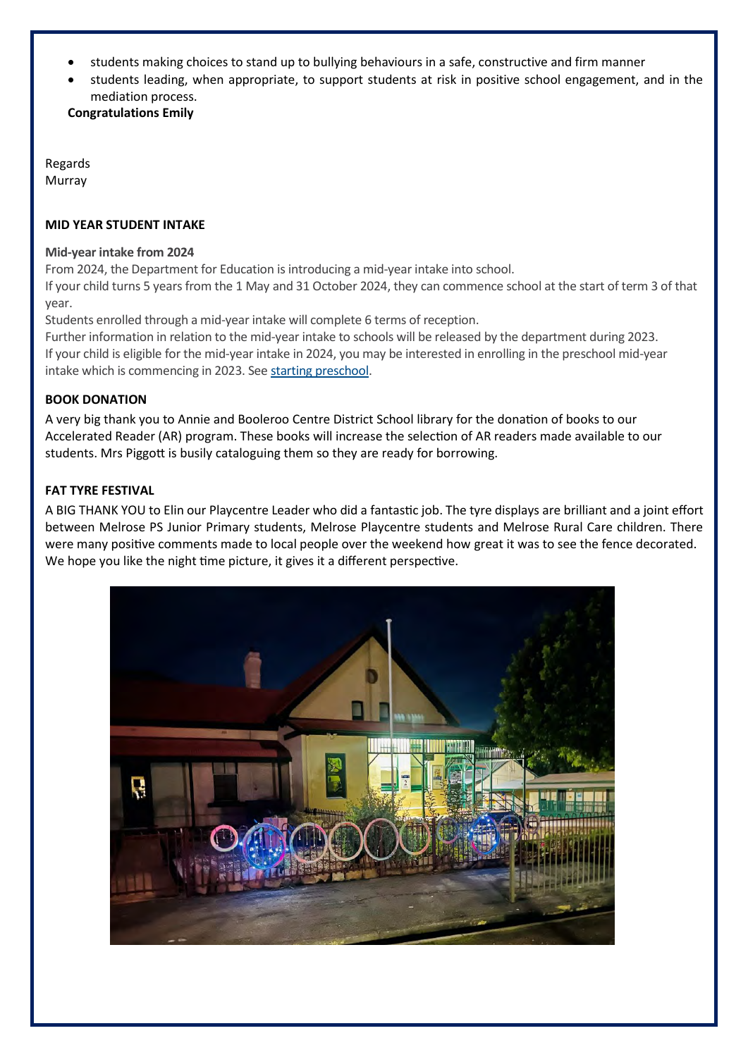- students making choices to stand up to bullying behaviours in a safe, constructive and firm manner
- students leading, when appropriate, to support students at risk in positive school engagement, and in the mediation process.

**Congratulations Emily**

Regards
Murray

**MID YEAR STUDENT INTAKE**

**Mid-year intake from 2024**

From 2024, the Department for Education is introducing a mid-year intake into school.

If your child turns 5 years from the 1 May and 31 October 2024, they can commence school at the start of term 3 of that year.

Students enrolled through a mid-year intake will complete 6 terms of reception.

Further information in relation to the mid-year intake to schools will be released by the department during 2023.

If your child is eligible for the mid-year intake in 2024, you may be interested in enrolling in the preschool mid-year intake which is commencing in 2023. See starting preschool.

**BOOK DONATION**

A very big thank you to Annie and Booleroo Centre District School library for the donation of books to our Accelerated Reader (AR) program. These books will increase the selection of AR readers made available to our students. Mrs Piggott is busily cataloguing them so they are ready for borrowing.

**FAT TYRE FESTIVAL**

A BIG THANK YOU to Elin our Playcentre Leader who did a fantastic job. The tyre displays are brilliant and a joint effort between Melrose PS Junior Primary students, Melrose Playcentre students and Melrose Rural Care children. There were many positive comments made to local people over the weekend how great it was to see the fence decorated. We hope you like the night time picture, it gives it a different perspective.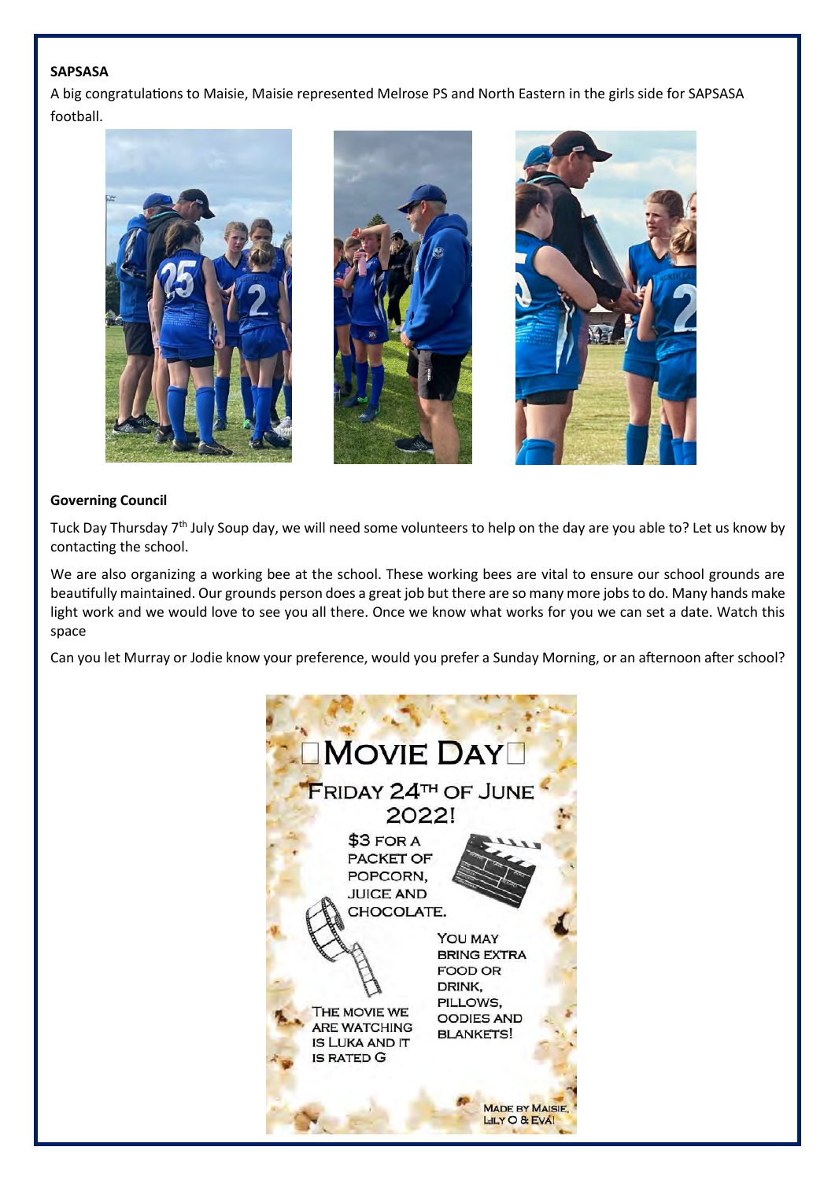**SAPSASA**

A big congratulations to Maisie, Maisie represented Melrose PS and North Eastern in the girls side for SAPSASA football.

**Governing Council**

Tuck Day Thursday 7th July Soup day, we will need some volunteers to help on the day are you able to? Let us know by contacting the school.

We are also organizing a working bee at the school. These working bees are vital to ensure our school grounds are beautifully maintained. Our grounds person does a great job but there are so many more jobs to do. Many hands make light work and we would love to see you all there. Once we know what works for you we can set a date. Watch this space

Can you let Murray or Jodie know your preference, would you prefer a Sunday Morning, or an afternoon after school?

**MOVIE DAY**

**FRIDAY 24TH OF JUNE 2022!**

$3 FOR A PACKET OF POPCORN, JUICE AND CHOCOLATE.

YOU MAY BRING EXTRA FOOD OR DRINK, PILLOWS, OODIES AND BLANKETS!

THE MOVIE WE ARE WATCHING IS LUKA AND IT IS RATED G

MADE BY MAISIE, LILY O & EVA!